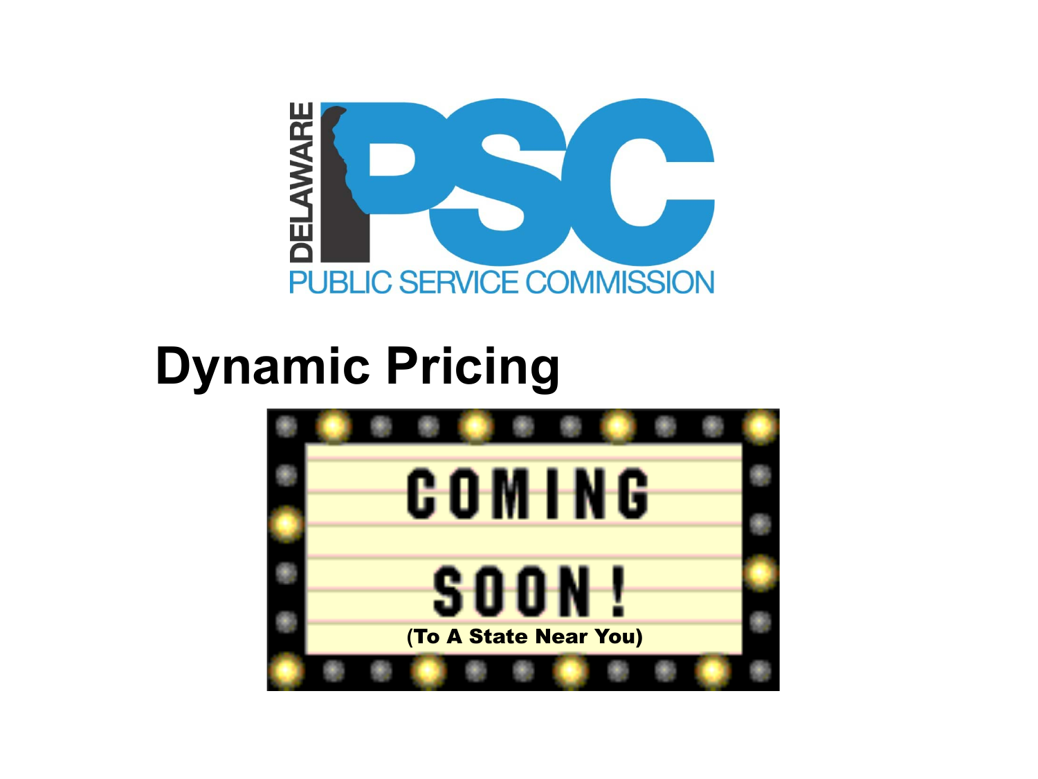DELAWARE PSC

PUBLIC SERVICE COMMISSION

# Dynamic Pricing

COMING

SOON!

(To A State Near You)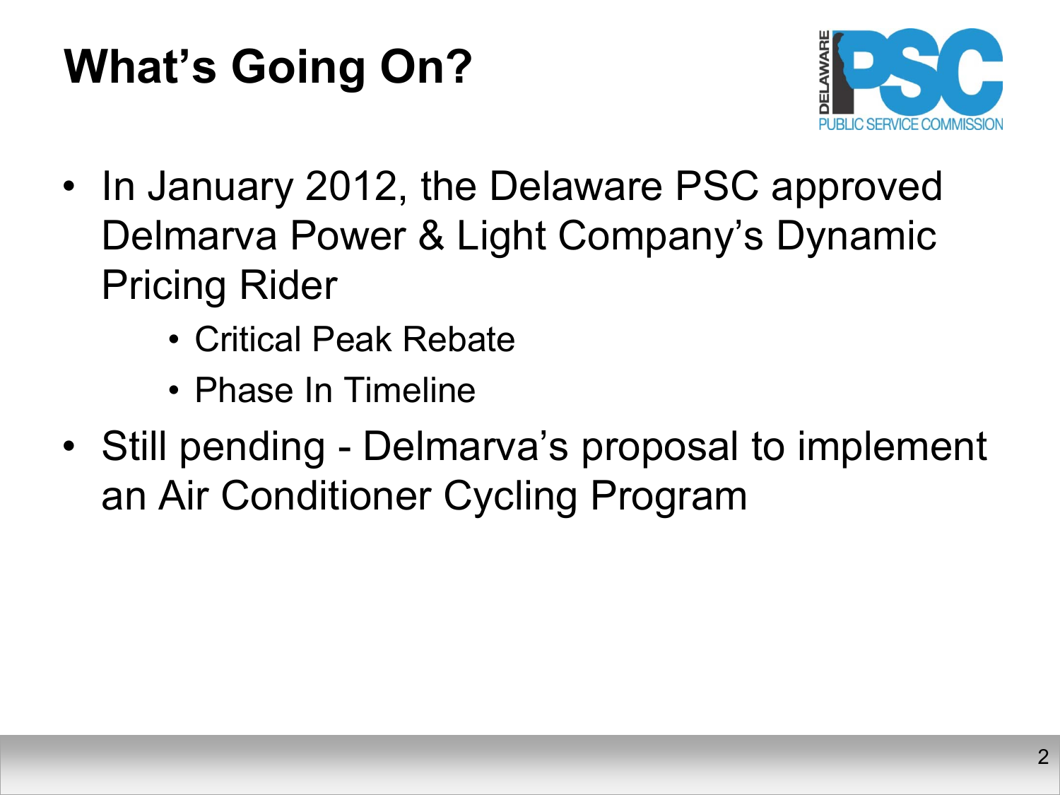# What's Going On?

- In January 2012, the Delaware PSC approved Delmarva Power & Light Company's Dynamic Pricing Rider
  - Critical Peak Rebate
  - Phase In Timeline
- Still pending - Delmarva's proposal to implement an Air Conditioner Cycling Program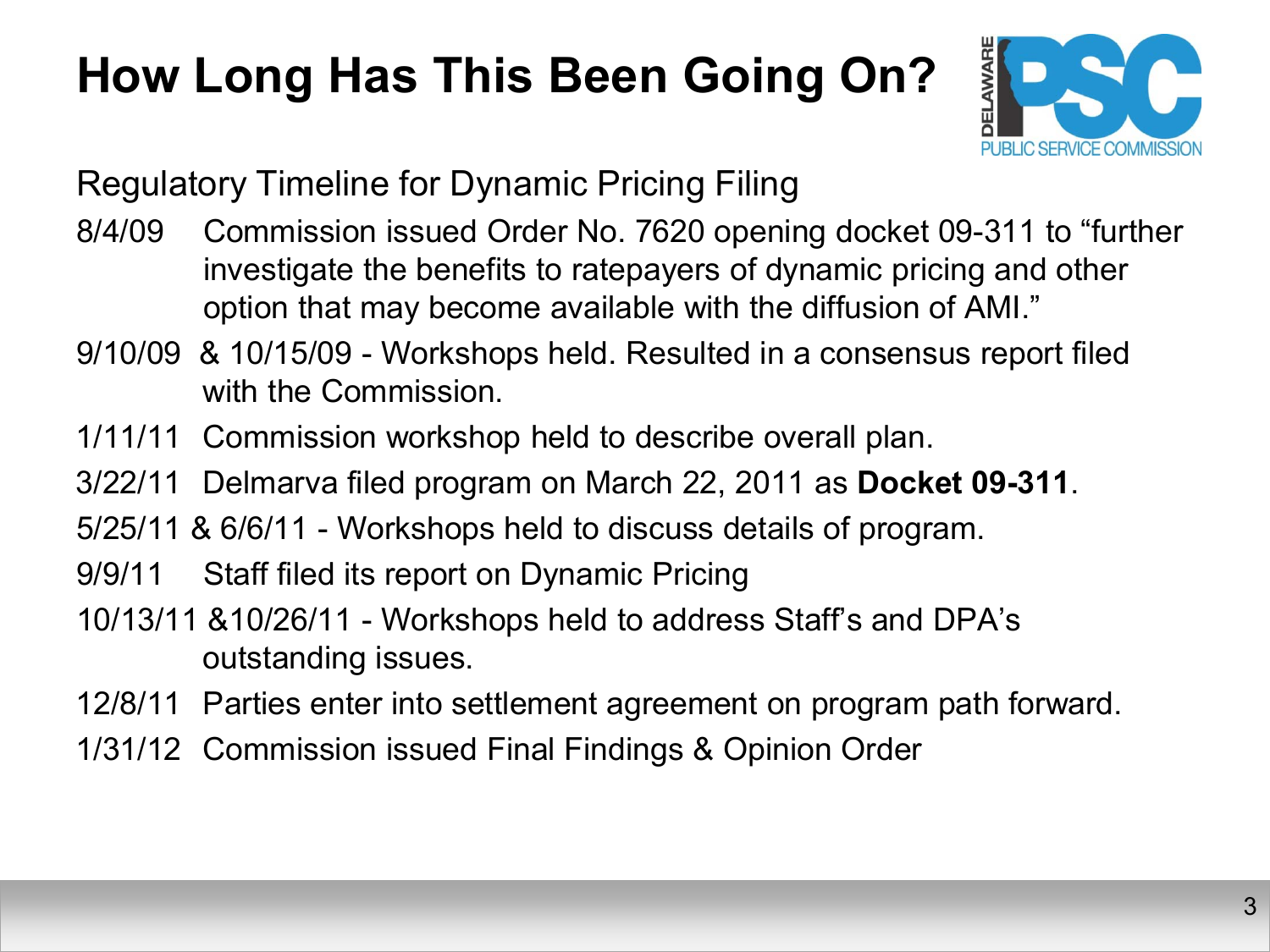# How Long Has This Been Going On?

Regulatory Timeline for Dynamic Pricing Filing

8/4/09 Commission issued Order No. 7620 opening docket 09-311 to "further investigate the benefits to ratepayers of dynamic pricing and other option that may become available with the diffusion of AMI."

9/10/09 & 10/15/09 - Workshops held. Resulted in a consensus report filed with the Commission.

1/11/11 Commission workshop held to describe overall plan.

3/22/11 Delmarva filed program on March 22, 2011 as **Docket 09-311**.

5/25/11 & 6/6/11 - Workshops held to discuss details of program.

9/9/11 Staff filed its report on Dynamic Pricing

10/13/11 &10/26/11 - Workshops held to address Staff's and DPA's outstanding issues.

12/8/11 Parties enter into settlement agreement on program path forward.

1/31/12 Commission issued Final Findings & Opinion Order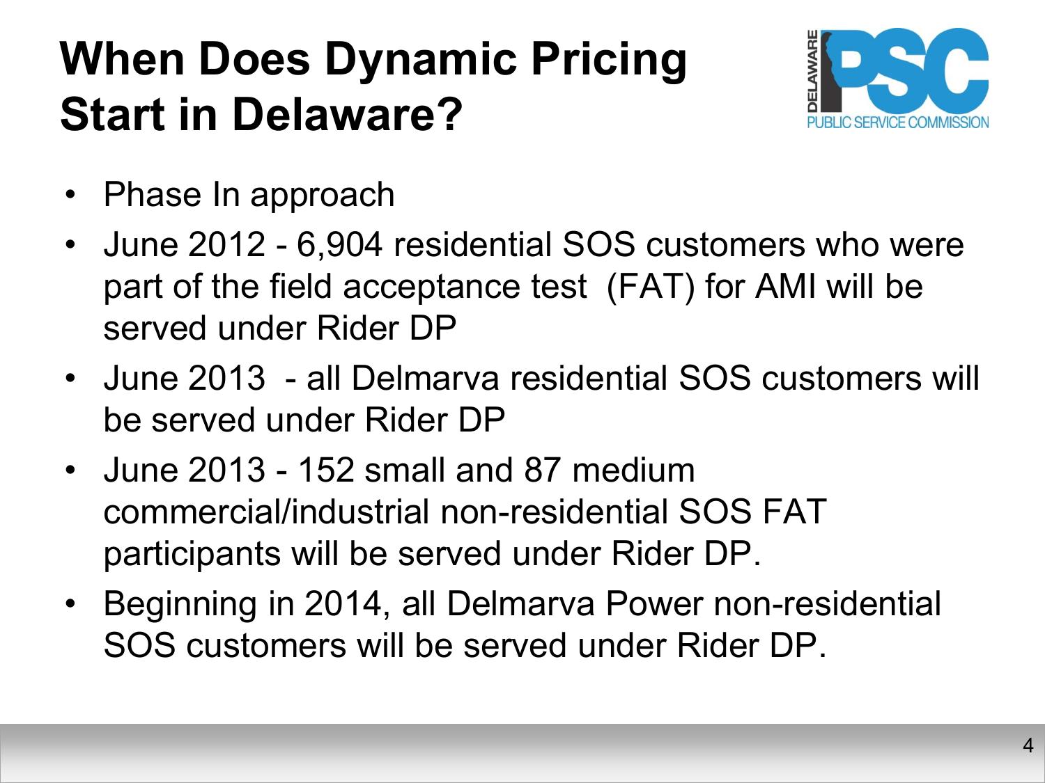# When Does Dynamic Pricing Start in Delaware?

- Phase In approach
- June 2012 - 6,904 residential SOS customers who were part of the field acceptance test (FAT) for AMI will be served under Rider DP
- June 2013 - all Delmarva residential SOS customers will be served under Rider DP
- June 2013 - 152 small and 87 medium commercial/industrial non-residential SOS FAT participants will be served under Rider DP.
- Beginning in 2014, all Delmarva Power non-residential SOS customers will be served under Rider DP.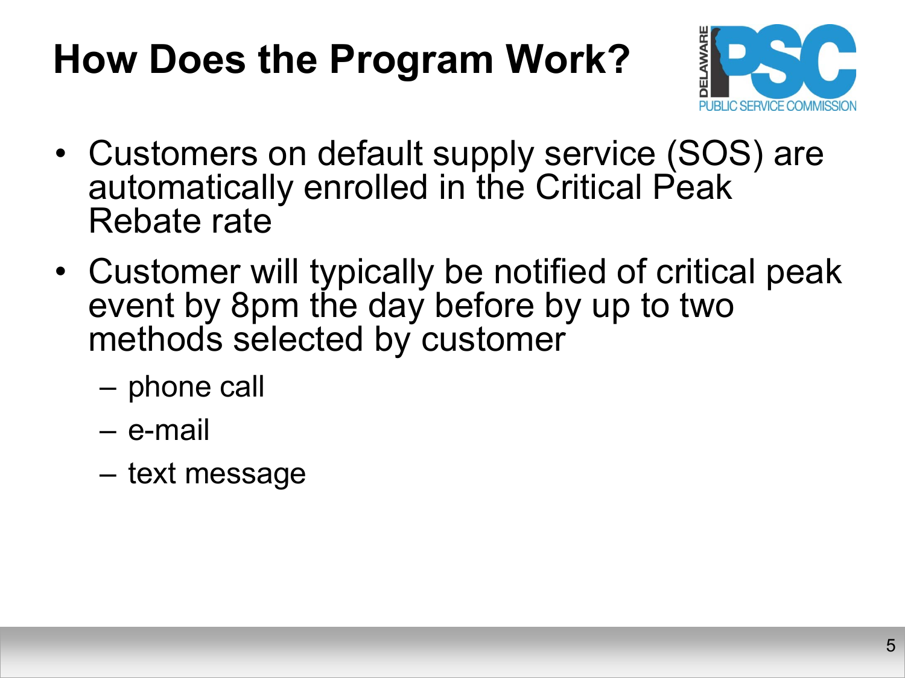# How Does the Program Work?

- Customers on default supply service (SOS) are automatically enrolled in the Critical Peak Rebate rate
- Customer will typically be notified of critical peak event by 8pm the day before by up to two methods selected by customer
  - phone call
  - e-mail
  - text message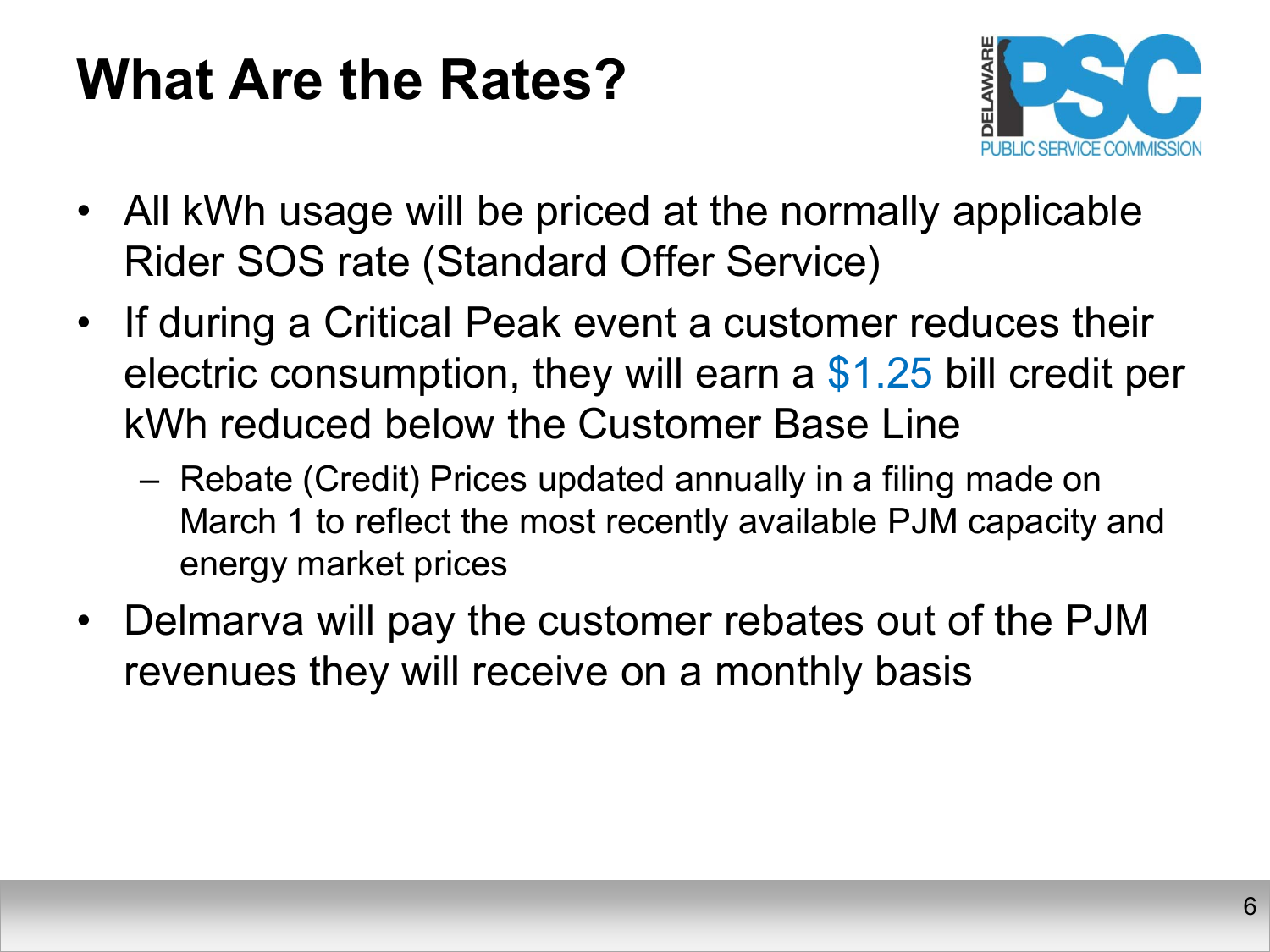# What Are the Rates?

- All kWh usage will be priced at the normally applicable Rider SOS rate (Standard Offer Service)
- If during a Critical Peak event a customer reduces their electric consumption, they will earn a $1.25 bill credit per kWh reduced below the Customer Base Line
  - Rebate (Credit) Prices updated annually in a filing made on March 1 to reflect the most recently available PJM capacity and energy market prices
- Delmarva will pay the customer rebates out of the PJM revenues they will receive on a monthly basis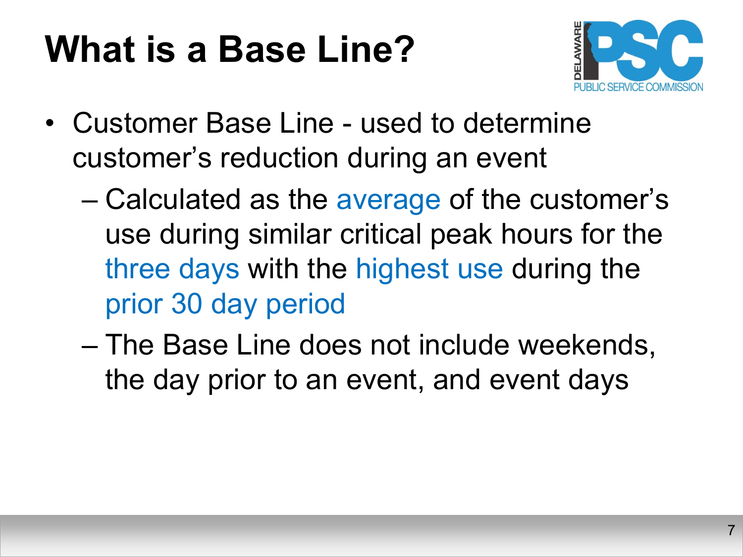# What is a Base Line?

- Customer Base Line - used to determine customer's reduction during an event
  - Calculated as the average of the customer's use during similar critical peak hours for the three days with the highest use during the prior 30 day period
  - The Base Line does not include weekends, the day prior to an event, and event days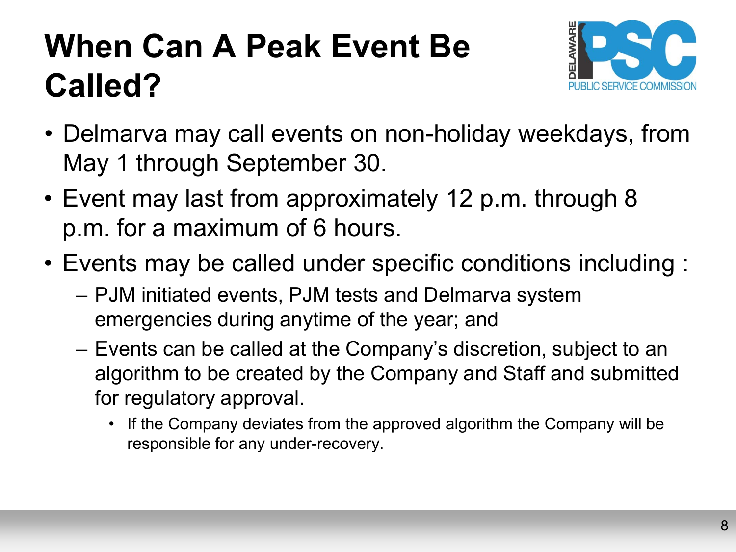# When Can A Peak Event Be Called?

- Delmarva may call events on non-holiday weekdays, from May 1 through September 30.
- Event may last from approximately 12 p.m. through 8 p.m. for a maximum of 6 hours.
- Events may be called under specific conditions including :
  - PJM initiated events, PJM tests and Delmarva system emergencies during anytime of the year; and
  - Events can be called at the Company's discretion, subject to an algorithm to be created by the Company and Staff and submitted for regulatory approval.
    - If the Company deviates from the approved algorithm the Company will be responsible for any under-recovery.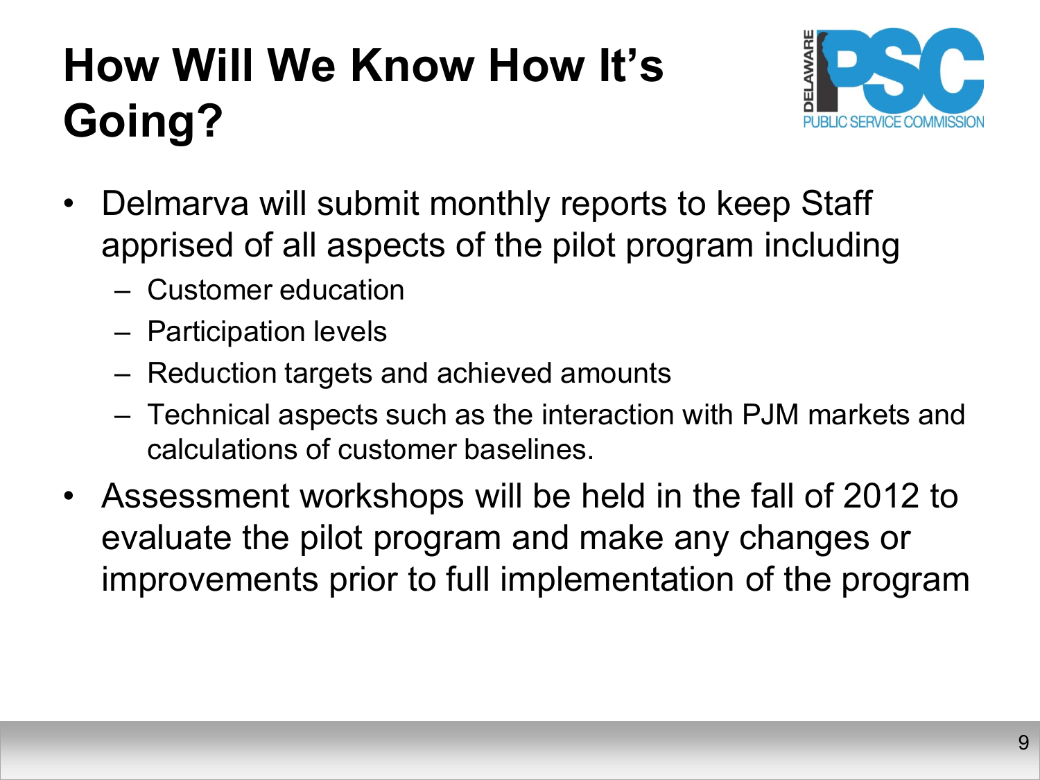# How Will We Know How It's Going?

- Delmarva will submit monthly reports to keep Staff apprised of all aspects of the pilot program including
  - Customer education
  - Participation levels
  - Reduction targets and achieved amounts
  - Technical aspects such as the interaction with PJM markets and calculations of customer baselines.
- Assessment workshops will be held in the fall of 2012 to evaluate the pilot program and make any changes or improvements prior to full implementation of the program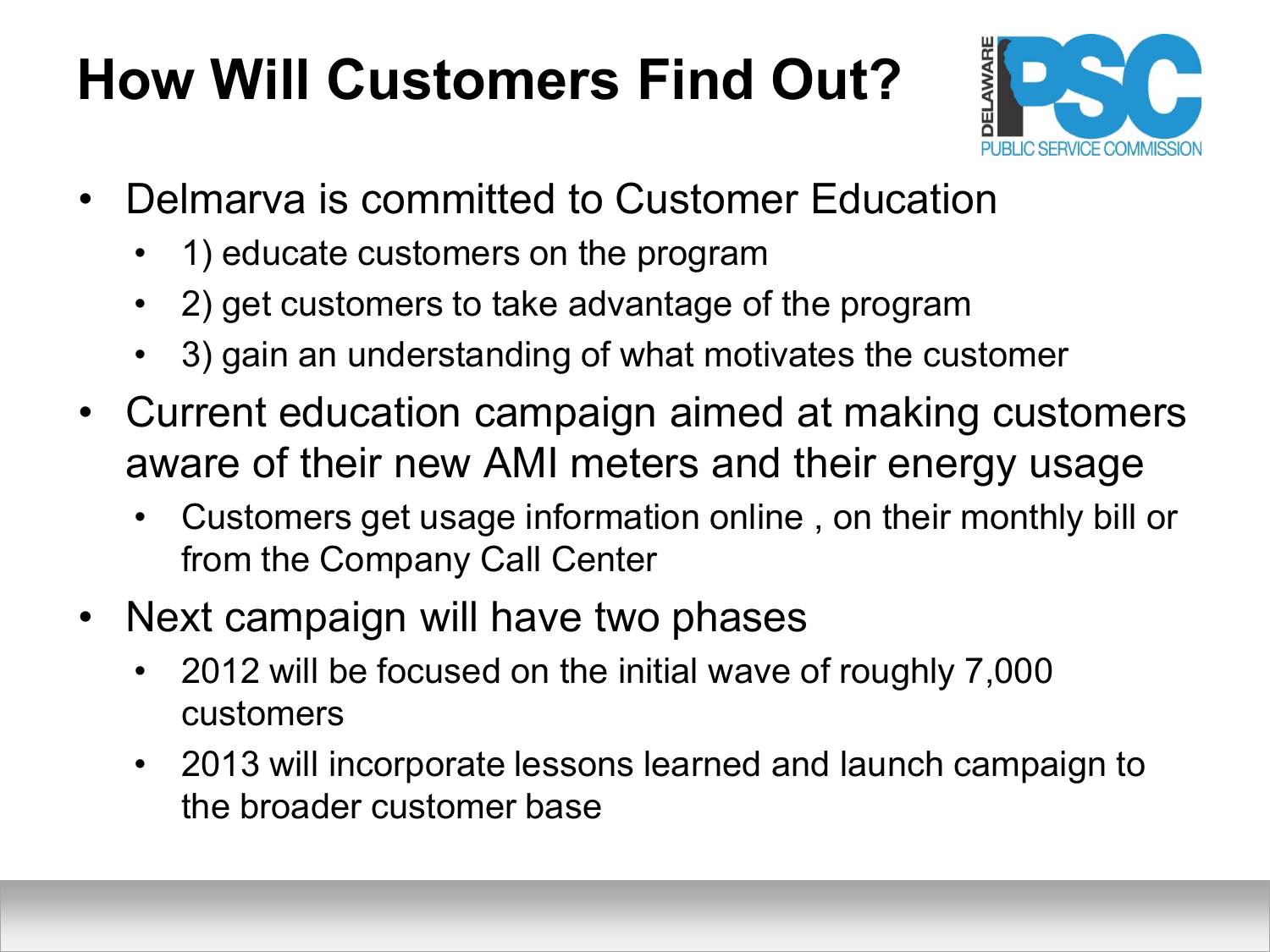# How Will Customers Find Out?

- Delmarva is committed to Customer Education
  - 1) educate customers on the program
  - 2) get customers to take advantage of the program
  - 3) gain an understanding of what motivates the customer
- Current education campaign aimed at making customers aware of their new AMI meters and their energy usage
  - Customers get usage information online , on their monthly bill or from the Company Call Center
- Next campaign will have two phases
  - 2012 will be focused on the initial wave of roughly 7,000 customers
  - 2013 will incorporate lessons learned and launch campaign to the broader customer base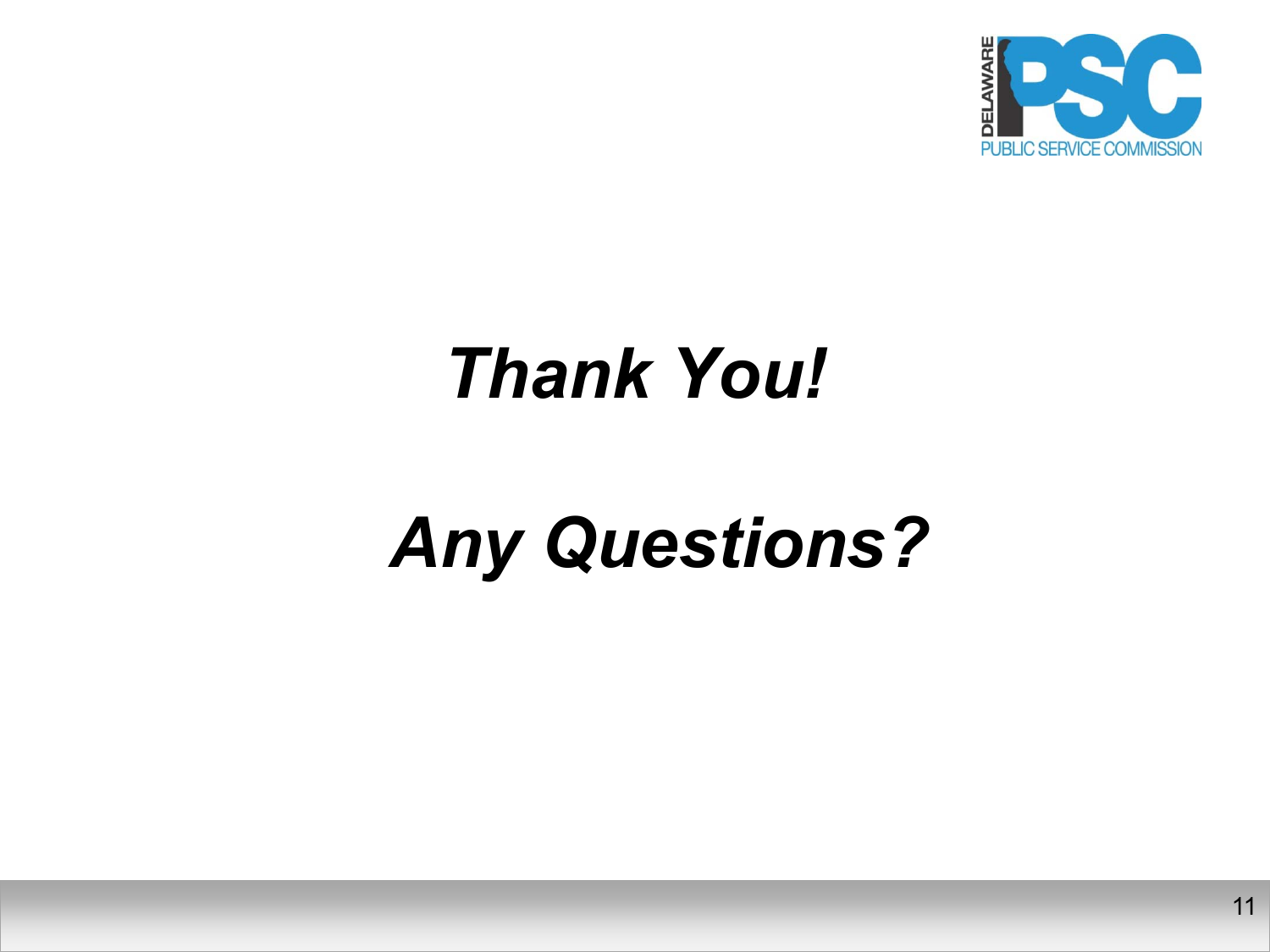DELAWARE PSC PUBLIC SERVICE COMMISSION

***Thank You!***

***Any Questions?***